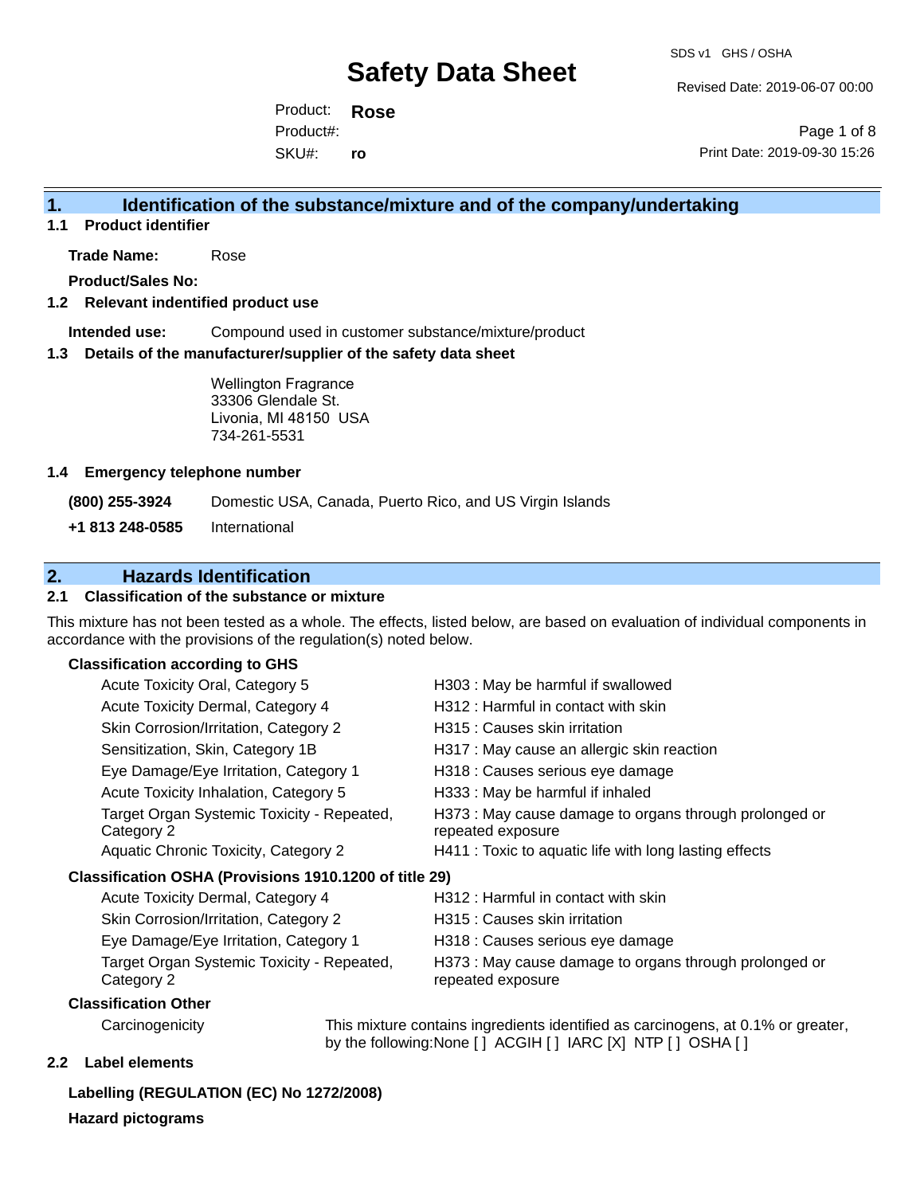# Safety Data Sheet

SDS v1 GHS / OSHA

Revised Date: 2019-06-07 00:00

Print Date: 2019-09-30 15:26

Product: **Rose**

Product#:

SKU#: **ro**

## 1. Identification of the substance/mixture and of the company/undertaking

### 1.1 Product identifier

**Trade Name:** Rose

**Product/Sales No:**

### 1.2 Relevant indentified product use

**Intended use:** Compound used in customer substance/mixture/product

### 1.3 Details of the manufacturer/supplier of the safety data sheet

Wellington Fragrance
33306 Glendale St.
Livonia, MI 48150 USA
734-261-5531

### 1.4 Emergency telephone number

**(800) 255-3924** Domestic USA, Canada, Puerto Rico, and US Virgin Islands

**+1 813 248-0585** International

## 2. Hazards Identification

### 2.1 Classification of the substance or mixture

This mixture has not been tested as a whole. The effects, listed below, are based on evaluation of individual components in accordance with the provisions of the regulation(s) noted below.

**Classification according to GHS**

| | |
|---|---|
| Acute Toxicity Oral, Category 5 | H303 : May be harmful if swallowed |
| Acute Toxicity Dermal, Category 4 | H312 : Harmful in contact with skin |
| Skin Corrosion/Irritation, Category 2 | H315 : Causes skin irritation |
| Sensitization, Skin, Category 1B | H317 : May cause an allergic skin reaction |
| Eye Damage/Eye Irritation, Category 1 | H318 : Causes serious eye damage |
| Acute Toxicity Inhalation, Category 5 | H333 : May be harmful if inhaled |
| Target Organ Systemic Toxicity - Repeated, Category 2 | H373 : May cause damage to organs through prolonged or repeated exposure |
| Aquatic Chronic Toxicity, Category 2 | H411 : Toxic to aquatic life with long lasting effects |

**Classification OSHA (Provisions 1910.1200 of title 29)**

| | |
|---|---|
| Acute Toxicity Dermal, Category 4 | H312 : Harmful in contact with skin |
| Skin Corrosion/Irritation, Category 2 | H315 : Causes skin irritation |
| Eye Damage/Eye Irritation, Category 1 | H318 : Causes serious eye damage |
| Target Organ Systemic Toxicity - Repeated, Category 2 | H373 : May cause damage to organs through prolonged or repeated exposure |

**Classification Other**

Carcinogenicity: This mixture contains ingredients identified as carcinogens, at 0.1% or greater, by the following:None [ ] ACGIH [ ] IARC [X] NTP [ ] OSHA [ ]

### 2.2 Label elements

**Labelling (REGULATION (EC) No 1272/2008)**

**Hazard pictograms**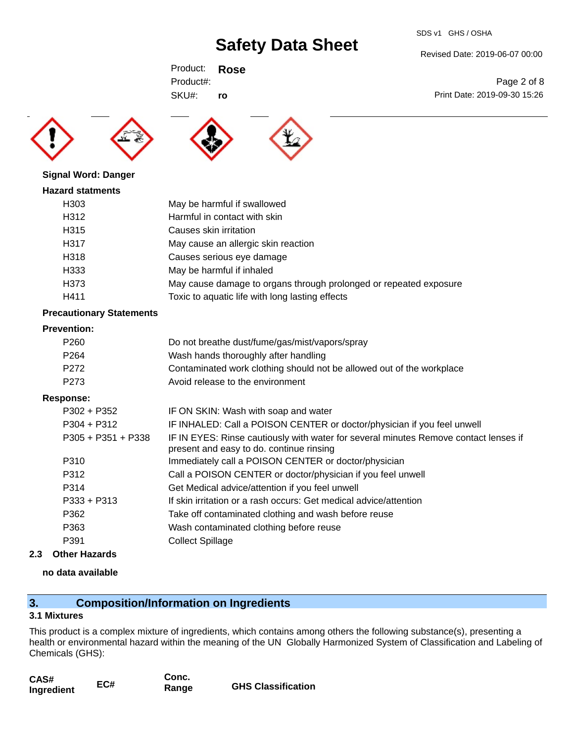**Signal Word: Danger**

**Hazard statments**

| | |
|---|---|
| H303 | May be harmful if swallowed |
| H312 | Harmful in contact with skin |
| H315 | Causes skin irritation |
| H317 | May cause an allergic skin reaction |
| H318 | Causes serious eye damage |
| H333 | May be harmful if inhaled |
| H373 | May cause damage to organs through prolonged or repeated exposure |
| H411 | Toxic to aquatic life with long lasting effects |

**Precautionary Statements**

**Prevention:**

| | |
|---|---|
| P260 | Do not breathe dust/fume/gas/mist/vapors/spray |
| P264 | Wash hands thoroughly after handling |
| P272 | Contaminated work clothing should not be allowed out of the workplace |
| P273 | Avoid release to the environment |

**Response:**

| | |
|---|---|
| P302 + P352 | IF ON SKIN: Wash with soap and water |
| P304 + P312 | IF INHALED: Call a POISON CENTER or doctor/physician if you feel unwell |
| P305 + P351 + P338 | IF IN EYES: Rinse cautiously with water for several minutes Remove contact lenses if present and easy to do. continue rinsing |
| P310 | Immediately call a POISON CENTER or doctor/physician |
| P312 | Call a POISON CENTER or doctor/physician if you feel unwell |
| P314 | Get Medical advice/attention if you feel unwell |
| P333 + P313 | If skin irritation or a rash occurs: Get medical advice/attention |
| P362 | Take off contaminated clothing and wash before reuse |
| P363 | Wash contaminated clothing before reuse |
| P391 | Collect Spillage |

### 2.3 Other Hazards

**no data available**

## 3. Composition/Information on Ingredients

### 3.1 Mixtures

This product is a complex mixture of ingredients, which contains among others the following substance(s), presenting a health or environmental hazard within the meaning of the UN Globally Harmonized System of Classification and Labeling of Chemicals (GHS):

| CAS# Ingredient | EC# | Conc. Range | GHS Classification |
|---|---|---|---|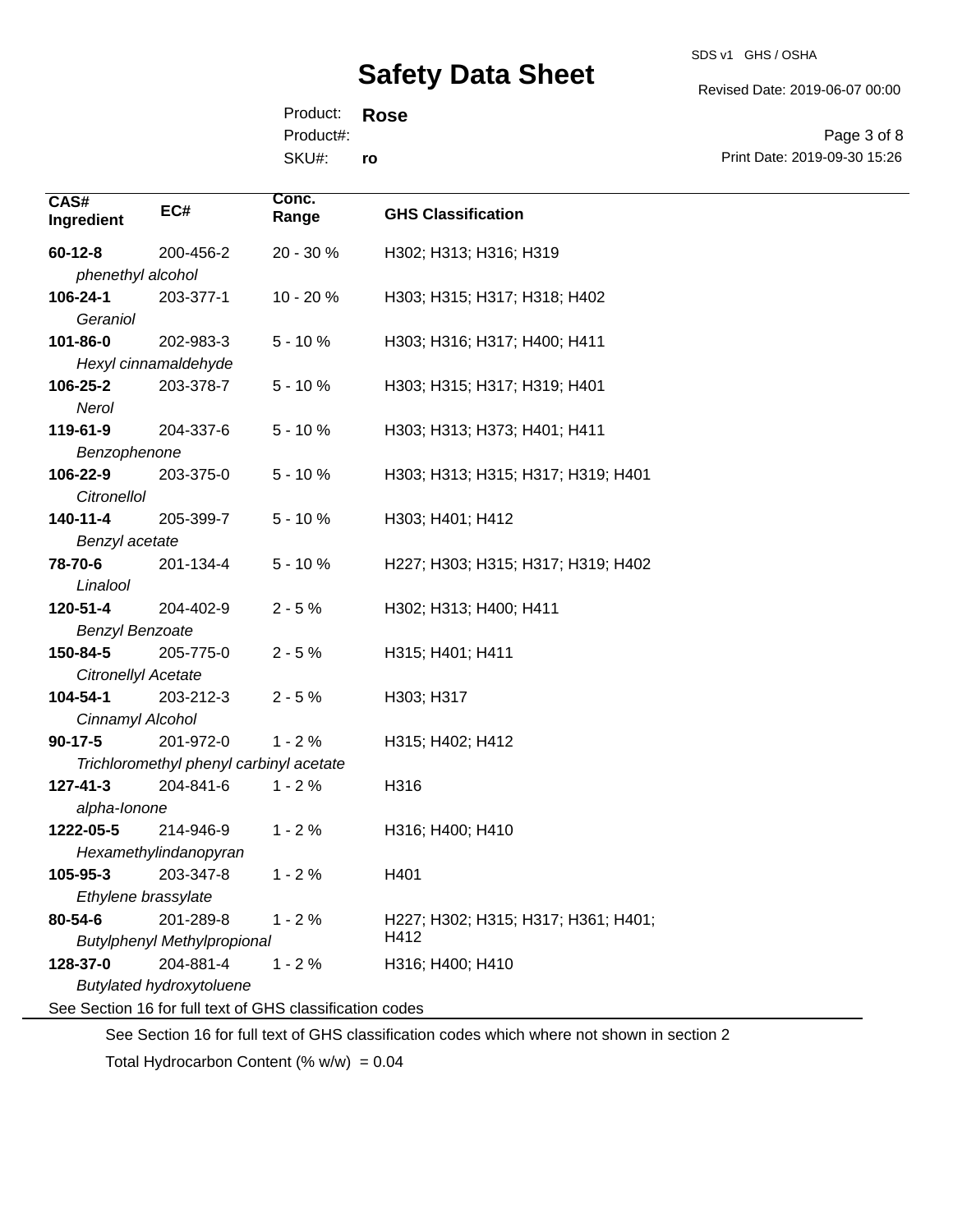| CAS# Ingredient | EC# | Conc. Range | GHS Classification |
|---|---|---|---|
| **60-12-8** *phenethyl alcohol* | 200-456-2 | 20 - 30 % | H302; H313; H316; H319 |
| **106-24-1** *Geraniol* | 203-377-1 | 10 - 20 % | H303; H315; H317; H318; H402 |
| **101-86-0** *Hexyl cinnamaldehyde* | 202-983-3 | 5 - 10 % | H303; H316; H317; H400; H411 |
| **106-25-2** *Nerol* | 203-378-7 | 5 - 10 % | H303; H315; H317; H319; H401 |
| **119-61-9** *Benzophenone* | 204-337-6 | 5 - 10 % | H303; H313; H373; H401; H411 |
| **106-22-9** *Citronellol* | 203-375-0 | 5 - 10 % | H303; H313; H315; H317; H319; H401 |
| **140-11-4** *Benzyl acetate* | 205-399-7 | 5 - 10 % | H303; H401; H412 |
| **78-70-6** *Linalool* | 201-134-4 | 5 - 10 % | H227; H303; H315; H317; H319; H402 |
| **120-51-4** *Benzyl Benzoate* | 204-402-9 | 2 - 5 % | H302; H313; H400; H411 |
| **150-84-5** *Citronellyl Acetate* | 205-775-0 | 2 - 5 % | H315; H401; H411 |
| **104-54-1** *Cinnamyl Alcohol* | 203-212-3 | 2 - 5 % | H303; H317 |
| **90-17-5** *Trichloromethyl phenyl carbinyl acetate* | 201-972-0 | 1 - 2 % | H315; H402; H412 |
| **127-41-3** *alpha-Ionone* | 204-841-6 | 1 - 2 % | H316 |
| **1222-05-5** *Hexamethylindanopyran* | 214-946-9 | 1 - 2 % | H316; H400; H410 |
| **105-95-3** *Ethylene brassylate* | 203-347-8 | 1 - 2 % | H401 |
| **80-54-6** *Butylphenyl Methylpropional* | 201-289-8 | 1 - 2 % | H227; H302; H315; H317; H361; H401; H412 |
| **128-37-0** *Butylated hydroxytoluene* | 204-881-4 | 1 - 2 % | H316; H400; H410 |

See Section 16 for full text of GHS classification codes

See Section 16 for full text of GHS classification codes which where not shown in section 2

Total Hydrocarbon Content (% w/w) = 0.04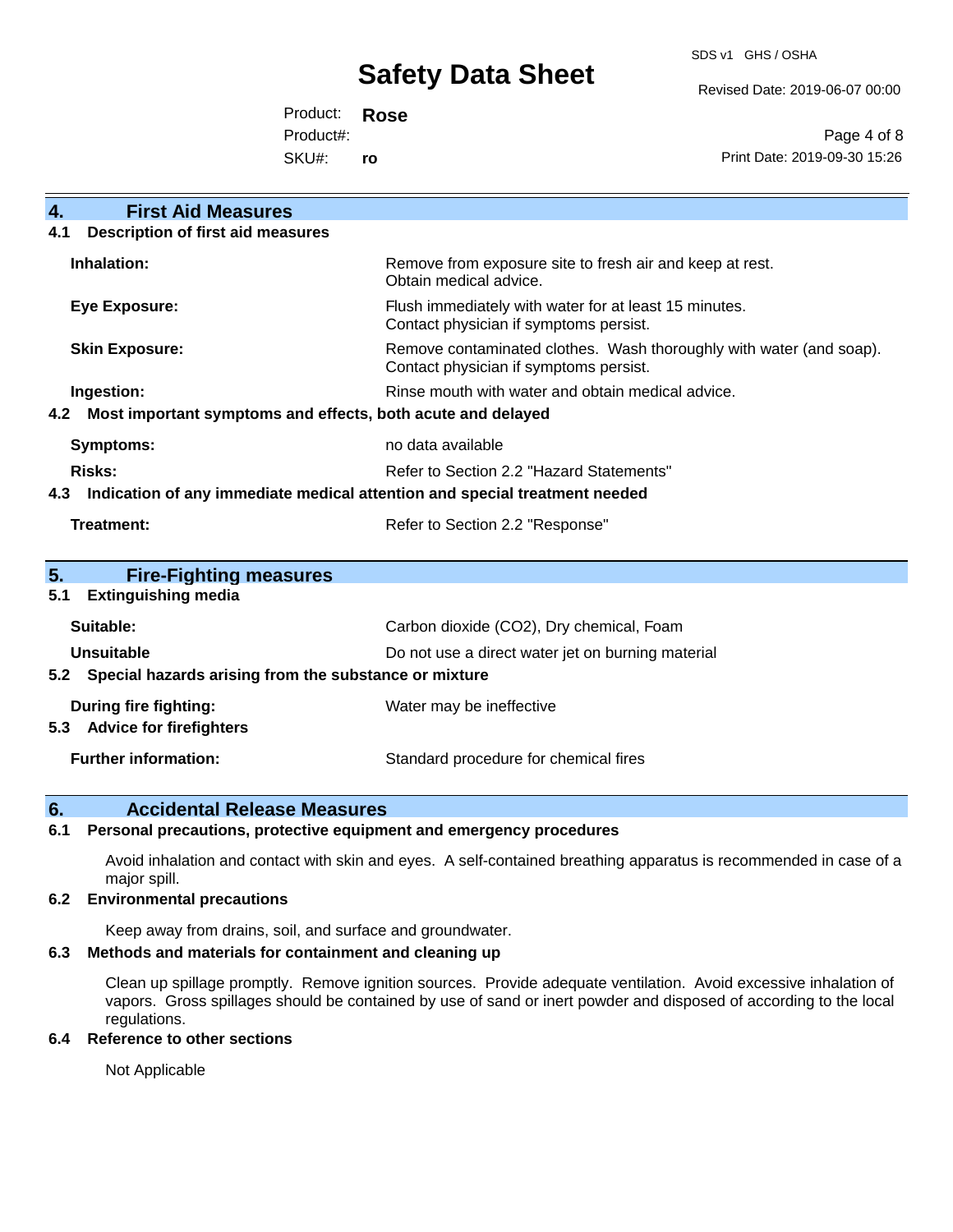## 4. First Aid Measures

### 4.1 Description of first aid measures

| | |
|---|---|
| **Inhalation:** | Remove from exposure site to fresh air and keep at rest. Obtain medical advice. |
| **Eye Exposure:** | Flush immediately with water for at least 15 minutes. Contact physician if symptoms persist. |
| **Skin Exposure:** | Remove contaminated clothes. Wash thoroughly with water (and soap). Contact physician if symptoms persist. |
| **Ingestion:** | Rinse mouth with water and obtain medical advice. |

### 4.2 Most important symptoms and effects, both acute and delayed

| | |
|---|---|
| **Symptoms:** | no data available |
| **Risks:** | Refer to Section 2.2 "Hazard Statements" |

### 4.3 Indication of any immediate medical attention and special treatment needed

| | |
|---|---|
| **Treatment:** | Refer to Section 2.2 "Response" |

## 5. Fire-Fighting measures

### 5.1 Extinguishing media

| | |
|---|---|
| **Suitable:** | Carbon dioxide ($CO_2$), Dry chemical, Foam |
| **Unsuitable** | Do not use a direct water jet on burning material |

### 5.2 Special hazards arising from the substance or mixture

| | |
|---|---|
| **During fire fighting:** | Water may be ineffective |

### 5.3 Advice for firefighters

| | |
|---|---|
| **Further information:** | Standard procedure for chemical fires |

## 6. Accidental Release Measures

### 6.1 Personal precautions, protective equipment and emergency procedures

Avoid inhalation and contact with skin and eyes. A self-contained breathing apparatus is recommended in case of a major spill.

### 6.2 Environmental precautions

Keep away from drains, soil, and surface and groundwater.

### 6.3 Methods and materials for containment and cleaning up

Clean up spillage promptly. Remove ignition sources. Provide adequate ventilation. Avoid excessive inhalation of vapors. Gross spillages should be contained by use of sand or inert powder and disposed of according to the local regulations.

### 6.4 Reference to other sections

Not Applicable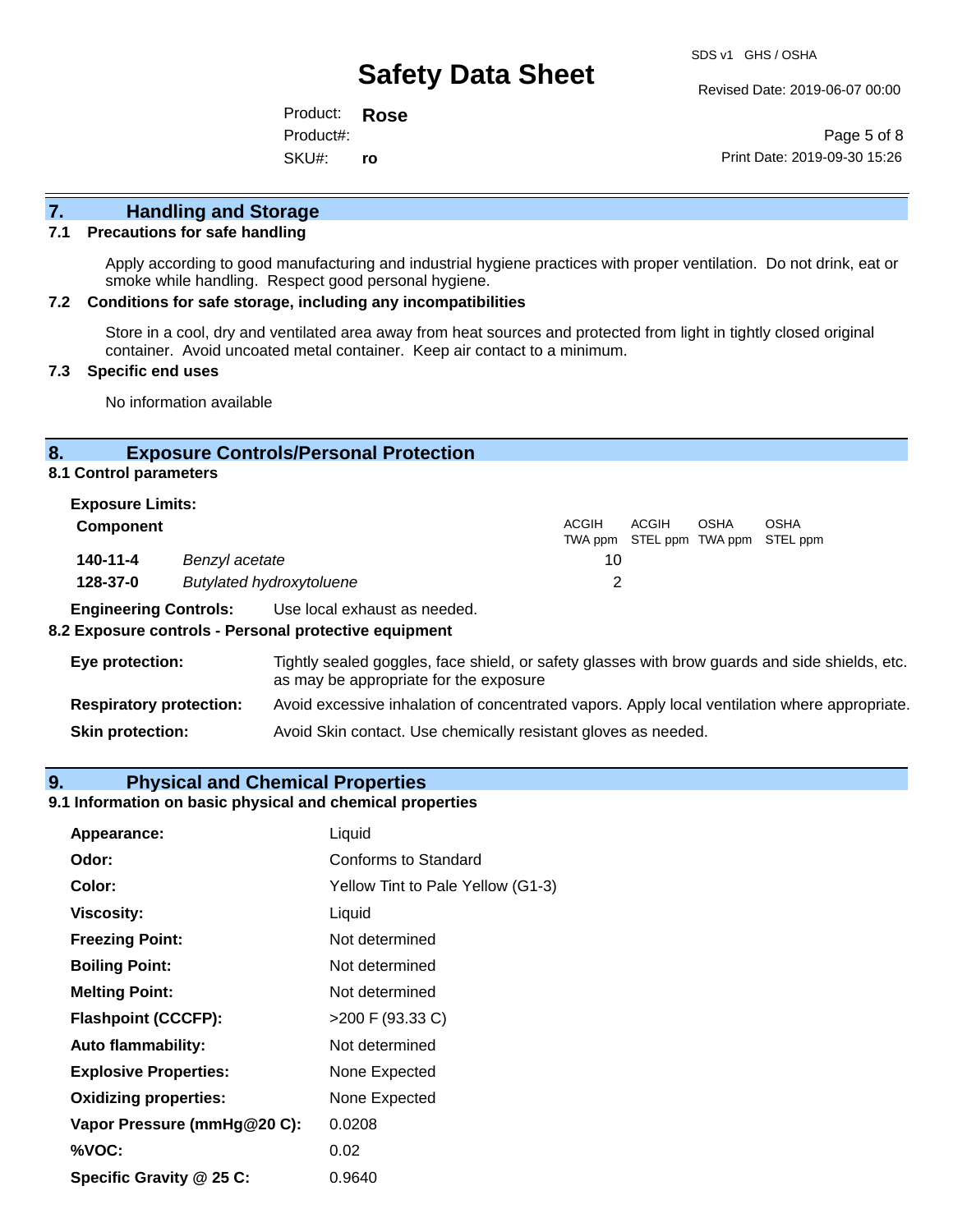## 7. Handling and Storage

### 7.1 Precautions for safe handling

Apply according to good manufacturing and industrial hygiene practices with proper ventilation. Do not drink, eat or smoke while handling. Respect good personal hygiene.

### 7.2 Conditions for safe storage, including any incompatibilities

Store in a cool, dry and ventilated area away from heat sources and protected from light in tightly closed original container. Avoid uncoated metal container. Keep air contact to a minimum.

### 7.3 Specific end uses

No information available

## 8. Exposure Controls/Personal Protection

### 8.1 Control parameters

**Exposure Limits:**

| Component | | ACGIH TWA ppm | ACGIH STEL ppm | OSHA TWA ppm | OSHA STEL ppm |
|---|---|---|---|---|---|
| **140-11-4** | *Benzyl acetate* | 10 | | | |
| **128-37-0** | *Butylated hydroxytoluene* | 2 | | | |

**Engineering Controls:** Use local exhaust as needed.

### 8.2 Exposure controls - Personal protective equipment

**Eye protection:** Tightly sealed goggles, face shield, or safety glasses with brow guards and side shields, etc. as may be appropriate for the exposure

**Respiratory protection:** Avoid excessive inhalation of concentrated vapors. Apply local ventilation where appropriate.

**Skin protection:** Avoid Skin contact. Use chemically resistant gloves as needed.

## 9. Physical and Chemical Properties

### 9.1 Information on basic physical and chemical properties

| | |
|---|---|
| **Appearance:** | Liquid |
| **Odor:** | Conforms to Standard |
| **Color:** | Yellow Tint to Pale Yellow (G1-3) |
| **Viscosity:** | Liquid |
| **Freezing Point:** | Not determined |
| **Boiling Point:** | Not determined |
| **Melting Point:** | Not determined |
| **Flashpoint (CCCFP):** | >200 F (93.33 C) |
| **Auto flammability:** | Not determined |
| **Explosive Properties:** | None Expected |
| **Oxidizing properties:** | None Expected |
| **Vapor Pressure (mmHg@20 C):** | 0.0208 |
| **%VOC:** | 0.02 |
| **Specific Gravity @ 25 C:** | 0.9640 |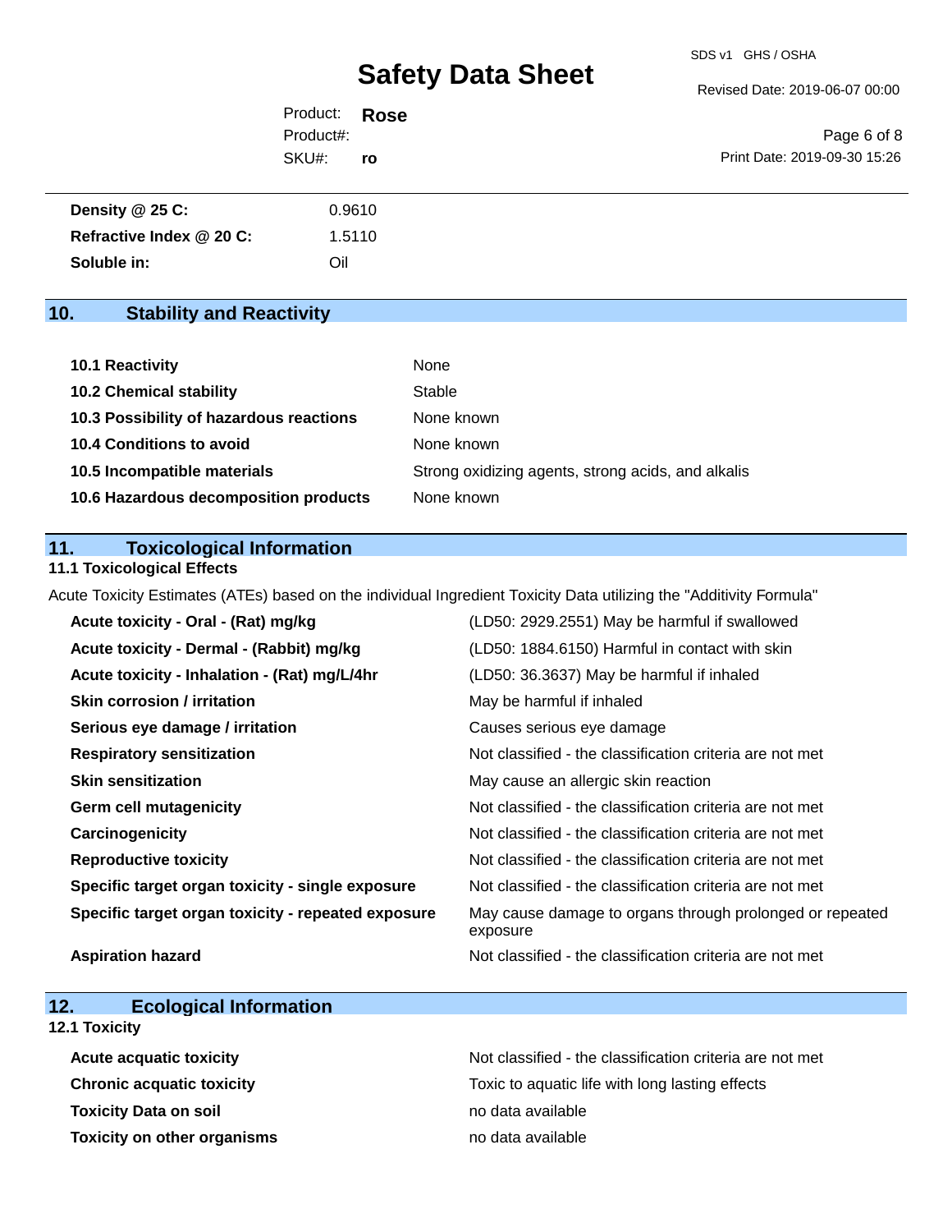| | |
|---|---|
| **Density @ 25 C:** | 0.9610 |
| **Refractive Index @ 20 C:** | 1.5110 |
| **Soluble in:** | Oil |

## 10. Stability and Reactivity

| | |
|---|---|
| **10.1 Reactivity** | None |
| **10.2 Chemical stability** | Stable |
| **10.3 Possibility of hazardous reactions** | None known |
| **10.4 Conditions to avoid** | None known |
| **10.5 Incompatible materials** | Strong oxidizing agents, strong acids, and alkalis |
| **10.6 Hazardous decomposition products** | None known |

## 11. Toxicological Information

### 11.1 Toxicological Effects

Acute Toxicity Estimates (ATEs) based on the individual Ingredient Toxicity Data utilizing the "Additivity Formula"

| | |
|---|---|
| **Acute toxicity - Oral - (Rat) mg/kg** | (LD50: 2929.2551) May be harmful if swallowed |
| **Acute toxicity - Dermal - (Rabbit) mg/kg** | (LD50: 1884.6150) Harmful in contact with skin |
| **Acute toxicity - Inhalation - (Rat) mg/L/4hr** | (LD50: 36.3637) May be harmful if inhaled |
| **Skin corrosion / irritation** | May be harmful if inhaled |
| **Serious eye damage / irritation** | Causes serious eye damage |
| **Respiratory sensitization** | Not classified - the classification criteria are not met |
| **Skin sensitization** | May cause an allergic skin reaction |
| **Germ cell mutagenicity** | Not classified - the classification criteria are not met |
| **Carcinogenicity** | Not classified - the classification criteria are not met |
| **Reproductive toxicity** | Not classified - the classification criteria are not met |
| **Specific target organ toxicity - single exposure** | Not classified - the classification criteria are not met |
| **Specific target organ toxicity - repeated exposure** | May cause damage to organs through prolonged or repeated exposure |
| **Aspiration hazard** | Not classified - the classification criteria are not met |

## 12. Ecological Information

### 12.1 Toxicity

| | |
|---|---|
| **Acute acquatic toxicity** | Not classified - the classification criteria are not met |
| **Chronic acquatic toxicity** | Toxic to aquatic life with long lasting effects |
| **Toxicity Data on soil** | no data available |
| **Toxicity on other organisms** | no data available |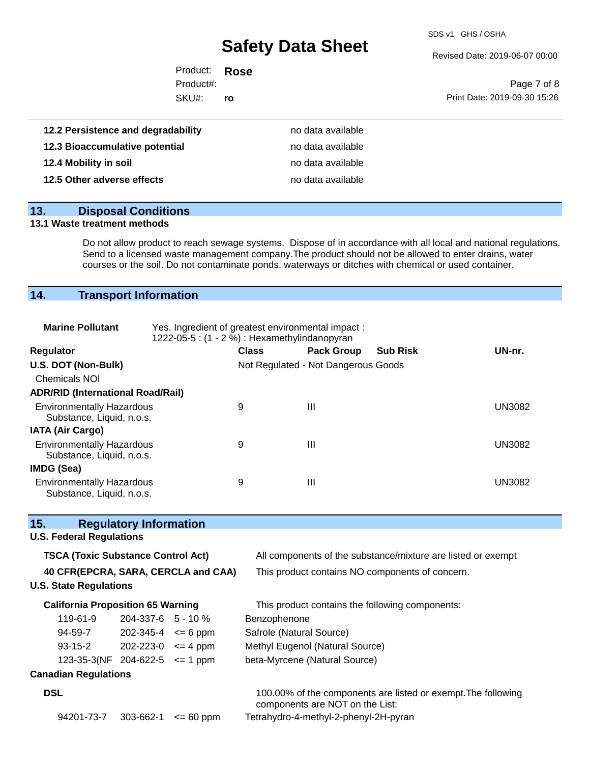| | |
|---|---|
| **12.2 Persistence and degradability** | no data available |
| **12.3 Bioaccumulative potential** | no data available |
| **12.4 Mobility in soil** | no data available |
| **12.5 Other adverse effects** | no data available |

## 13. Disposal Conditions

### 13.1 Waste treatment methods

Do not allow product to reach sewage systems. Dispose of in accordance with all local and national regulations. Send to a licensed waste management company.The product should not be allowed to enter drains, water courses or the soil. Do not contaminate ponds, waterways or ditches with chemical or used container.

## 14. Transport Information

**Marine Pollutant** Yes. Ingredient of greatest environmental impact : 1222-05-5 : (1 - 2 %) : Hexamethylindanopyran

| Regulator | Class | Pack Group | Sub Risk | UN-nr. |
|---|---|---|---|---|
| **U.S. DOT (Non-Bulk)** | Not Regulated - Not Dangerous Goods | | | |
| Chemicals NOI | | | | |
| **ADR/RID (International Road/Rail)** | | | | |
| Environmentally Hazardous Substance, Liquid, n.o.s. | 9 | III | | UN3082 |
| **IATA (Air Cargo)** | | | | |
| Environmentally Hazardous Substance, Liquid, n.o.s. | 9 | III | | UN3082 |
| **IMDG (Sea)** | | | | |
| Environmentally Hazardous Substance, Liquid, n.o.s. | 9 | III | | UN3082 |

## 15. Regulatory Information

**U.S. Federal Regulations**

| | |
|---|---|
| **TSCA (Toxic Substance Control Act)** | All components of the substance/mixture are listed or exempt |
| **40 CFR(EPCRA, SARA, CERCLA and CAA)** | This product contains NO components of concern. |

**U.S. State Regulations**

**California Proposition 65 Warning** This product contains the following components:

| | | | |
|---|---|---|---|
| 119-61-9 | 204-337-6 | 5 - 10 % | Benzophenone |
| 94-59-7 | 202-345-4 | <= 6 ppm | Safrole (Natural Source) |
| 93-15-2 | 202-223-0 | <= 4 ppm | Methyl Eugenol (Natural Source) |
| 123-35-3(NF | 204-622-5 | <= 1 ppm | beta-Myrcene (Natural Source) |

**Canadian Regulations**

**DSL** 100.00% of the components are listed or exempt.The following components are NOT on the List:

| | | | |
|---|---|---|---|
| 94201-73-7 | 303-662-1 | <= 60 ppm | Tetrahydro-4-methyl-2-phenyl-2H-pyran |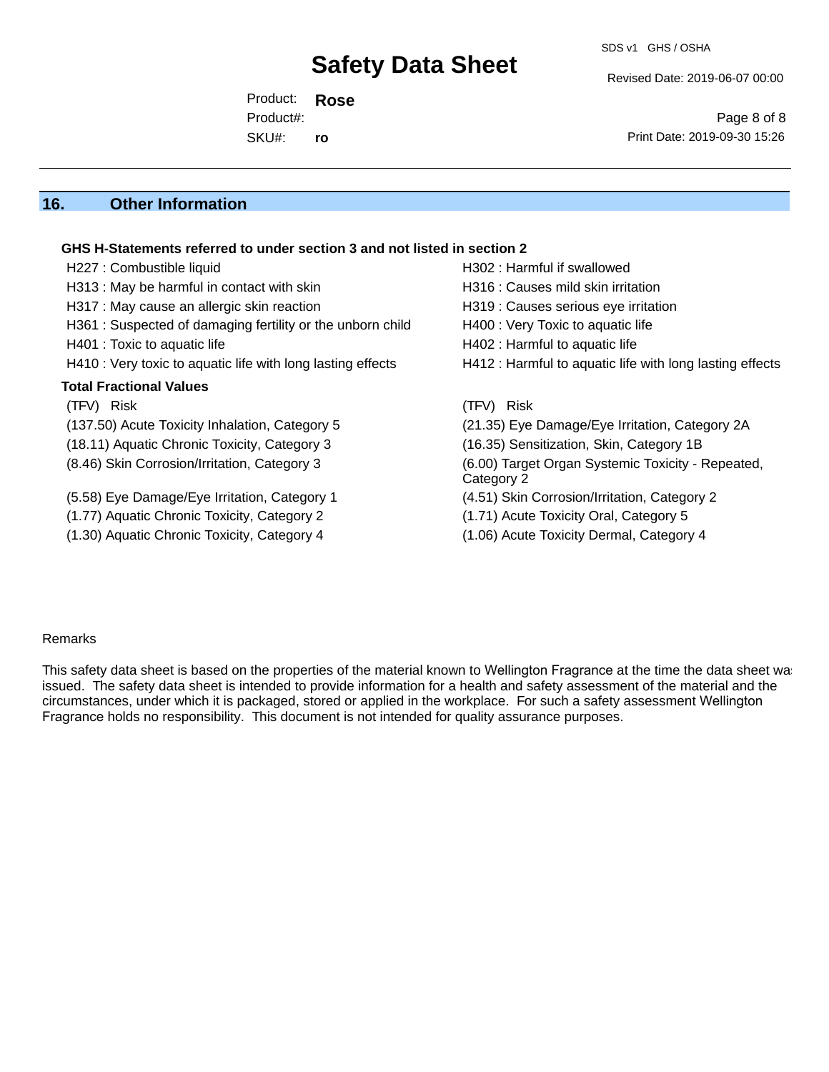## 16. Other Information

**GHS H-Statements referred to under section 3 and not listed in section 2**

| | |
|---|---|
| H227 : Combustible liquid | H302 : Harmful if swallowed |
| H313 : May be harmful in contact with skin | H316 : Causes mild skin irritation |
| H317 : May cause an allergic skin reaction | H319 : Causes serious eye irritation |
| H361 : Suspected of damaging fertility or the unborn child | H400 : Very Toxic to aquatic life |
| H401 : Toxic to aquatic life | H402 : Harmful to aquatic life |
| H410 : Very toxic to aquatic life with long lasting effects | H412 : Harmful to aquatic life with long lasting effects |

**Total Fractional Values**

| (TFV) Risk | (TFV) Risk |
|---|---|
| (137.50) Acute Toxicity Inhalation, Category 5 | (21.35) Eye Damage/Eye Irritation, Category 2A |
| (18.11) Aquatic Chronic Toxicity, Category 3 | (16.35) Sensitization, Skin, Category 1B |
| (8.46) Skin Corrosion/Irritation, Category 3 | (6.00) Target Organ Systemic Toxicity - Repeated, Category 2 |
| (5.58) Eye Damage/Eye Irritation, Category 1 | (4.51) Skin Corrosion/Irritation, Category 2 |
| (1.77) Aquatic Chronic Toxicity, Category 2 | (1.71) Acute Toxicity Oral, Category 5 |
| (1.30) Aquatic Chronic Toxicity, Category 4 | (1.06) Acute Toxicity Dermal, Category 4 |

Remarks

This safety data sheet is based on the properties of the material known to Wellington Fragrance at the time the data sheet was issued. The safety data sheet is intended to provide information for a health and safety assessment of the material and the circumstances, under which it is packaged, stored or applied in the workplace. For such a safety assessment Wellington Fragrance holds no responsibility. This document is not intended for quality assurance purposes.